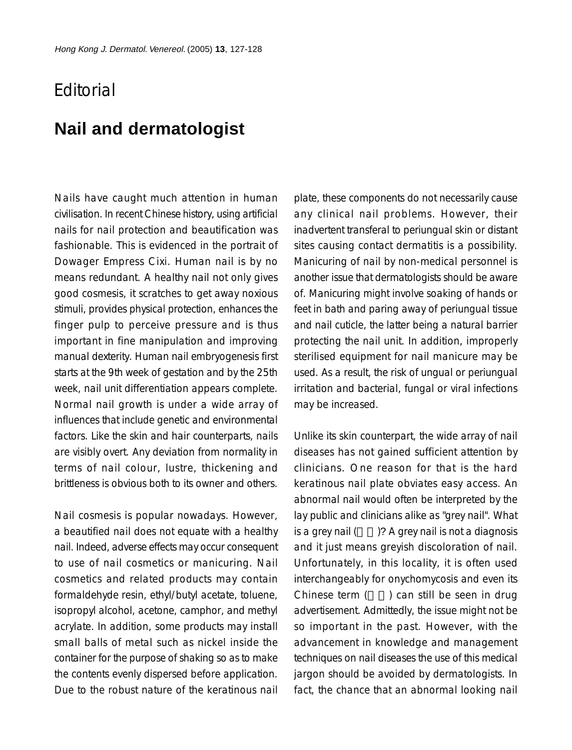# Editorial

## Nail and dermatologist

Nails have caught much attention in human civilisation. In recent Chinese history, using artificial nails for nail protection and beautification was fashionable. This is evidenced in the portrait of Dowager Empress Cixi. Human nail is by no means redundant. A healthy nail not only gives good cosmesis, it scratches to get away noxious stimuli, provides physical protection, enhances the finger pulp to perceive pressure and is thus important in fine manipulation and improving manual dexterity. Human nail embryogenesis first starts at the 9th week of gestation and by the 25th week, nail unit differentiation appears complete. Normal nail growth is under a wide array of influences that include genetic and environmental factors. Like the skin and hair counterparts, nails are visibly overt. Any deviation from normality in terms of nail colour, lustre, thickening and brittleness is obvious both to its owner and others.

Nail cosmesis is popular nowadays. However, a beautified nail does not equate with a healthy nail. Indeed, adverse effects may occur consequent to use of nail cosmetics or manicuring. Nail cosmetics and related products may contain formaldehyde resin, ethyl/butyl acetate, toluene, isopropyl alcohol, acetone, camphor, and methyl acrylate. In addition, some products may install small balls of metal such as nickel inside the container for the purpose of shaking so as to make the contents evenly dispersed before application. Due to the robust nature of the keratinous nail plate, these components do not necessarily cause any clinical nail problems. However, their inadvertent transferal to periungual skin or distant sites causing contact dermatitis is a possibility. Manicuring of nail by non-medical personnel is another issue that dermatologists should be aware of. Manicuring might involve soaking of hands or feet in bath and paring away of periungual tissue and nail cuticle, the latter being a natural barrier protecting the nail unit. In addition, improperly sterilised equipment for nail manicure may be used. As a result, the risk of ungual or periungual irritation and bacterial, fungal or viral infections may be increased.

Unlike its skin counterpart, the wide array of nail diseases has not gained sufficient attention by clinicians. One reason for that is the hard keratinous nail plate obviates easy access. An abnormal nail would often be interpreted by the lay public and clinicians alike as "grey nail". What is a grey nail (灰甲)? A grey nail is not a diagnosis and it just means greyish discoloration of nail. Unfortunately, in this locality, it is often used interchangeably for onychomycosis and even its Chinese term (灰甲) can still be seen in drug advertisement. Admittedly, the issue might not be so important in the past. However, with the advancement in knowledge and management techniques on nail diseases the use of this medical jargon should be avoided by dermatologists. In fact, the chance that an abnormal looking nail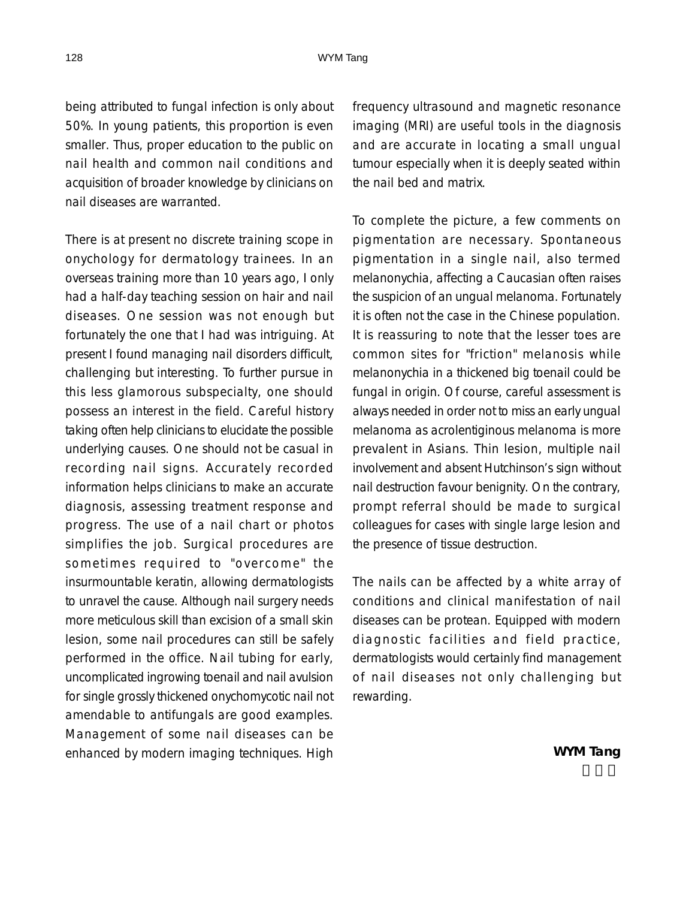being attributed to fungal infection is only about 50%. In young patients, this proportion is even smaller. Thus, proper education to the public on nail health and common nail conditions and acquisition of broader knowledge by clinicians on nail diseases are warranted.

There is at present no discrete training scope in onychology for dermatology trainees. In an overseas training more than 10 years ago, I only had a half-day teaching session on hair and nail diseases. One session was not enough but fortunately the one that I had was intriguing. At present I found managing nail disorders difficult, challenging but interesting. To further pursue in this less glamorous subspecialty, one should possess an interest in the field. Careful history taking often help clinicians to elucidate the possible underlying causes. One should not be casual in recording nail signs. Accurately recorded information helps clinicians to make an accurate diagnosis, assessing treatment response and progress. The use of a nail chart or photos simplifies the job. Surgical procedures are sometimes required to "overcome" the insurmountable keratin, allowing dermatologists to unravel the cause. Although nail surgery needs more meticulous skill than excision of a small skin lesion, some nail procedures can still be safely performed in the office. Nail tubing for early, uncomplicated ingrowing toenail and nail avulsion for single grossly thickened onychomycotic nail not amendable to antifungals are good examples. Management of some nail diseases can be enhanced by modern imaging techniques. High frequency ultrasound and magnetic resonance imaging (MRI) are useful tools in the diagnosis and are accurate in locating a small ungual tumour especially when it is deeply seated within the nail bed and matrix.

To complete the picture, a few comments on pigmentation are necessary. Spontaneous pigmentation in a single nail, also termed melanonychia, affecting a Caucasian often raises the suspicion of an ungual melanoma. Fortunately it is often not the case in the Chinese population. It is reassuring to note that the lesser toes are common sites for "friction" melanosis while melanonychia in a thickened big toenail could be fungal in origin. Of course, careful assessment is always needed in order not to miss an early ungual melanoma as acrolentiginous melanoma is more prevalent in Asians. Thin lesion, multiple nail involvement and absent Hutchinson's sign without nail destruction favour benignity. On the contrary, prompt referral should be made to surgical colleagues for cases with single large lesion and the presence of tissue destruction.

The nails can be affected by a white array of conditions and clinical manifestation of nail diseases can be protean. Equipped with modern diagnostic facilities and field practice, dermatologists would certainly find management of nail diseases not only challenging but rewarding.

**WYM Tang**